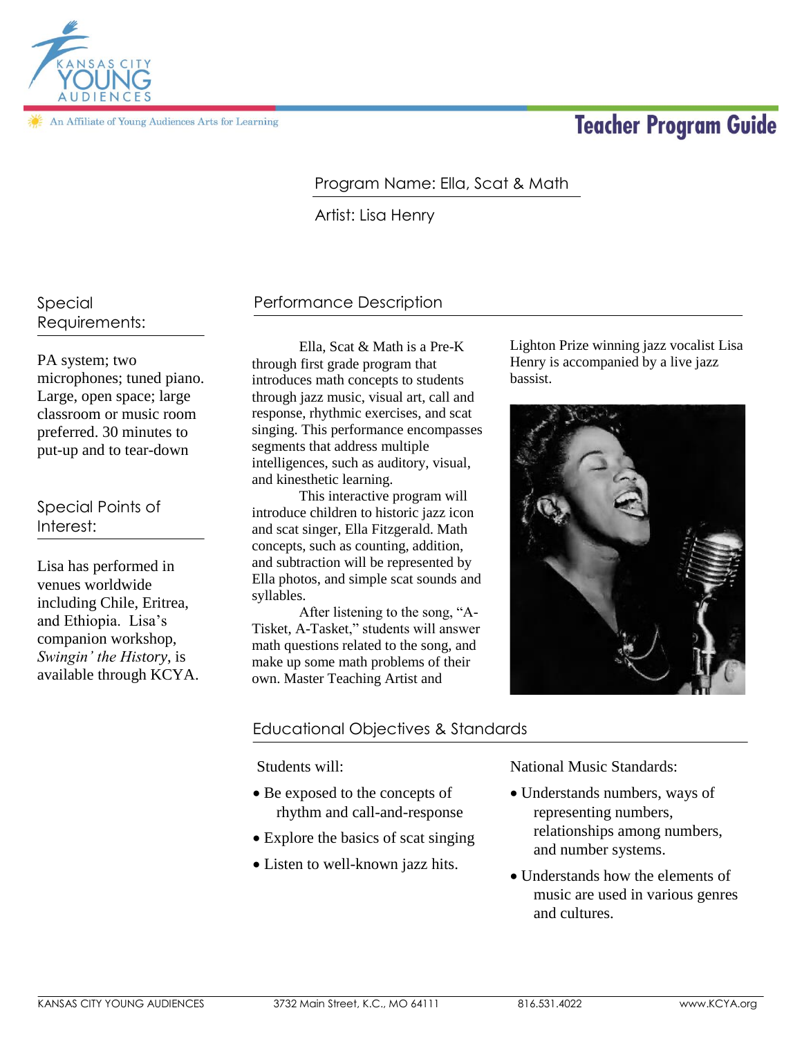# Teacher Program Guide

An Affiliate of Young Audiences Arts for Learning

Program Name: Ella, Scat & Math

Artist: Lisa Henry

## Special Requirements:

PA system; two microphones; tuned piano. Large, open space; large classroom or music room preferred. 30 minutes to put-up and to tear-down

## Special Points of Interest:

Lisa has performed in venues worldwide including Chile, Eritrea, and Ethiopia. Lisa's companion workshop, *Swingin' the History*, is available through KCYA.

## Performance Description

Ella, Scat & Math is a Pre-K through first grade program that introduces math concepts to students through jazz music, visual art, call and response, rhythmic exercises, and scat singing. This performance encompasses segments that address multiple intelligences, such as auditory, visual, and kinesthetic learning.

This interactive program will introduce children to historic jazz icon and scat singer, Ella Fitzgerald. Math concepts, such as counting, addition, and subtraction will be represented by Ella photos, and simple scat sounds and syllables.

After listening to the song, "A-Tisket, A-Tasket," students will answer math questions related to the song, and make up some math problems of their own. Master Teaching Artist and Lighton Prize winning jazz vocalist Lisa Henry is accompanied by a live jazz bassist.

## Educational Objectives & Standards

Students will:

- Be exposed to the concepts of rhythm and call-and-response
- Explore the basics of scat singing
- Listen to well-known jazz hits.

National Music Standards:

- Understands numbers, ways of representing numbers, relationships among numbers, and number systems.
- Understands how the elements of music are used in various genres and cultures.

KANSAS CITY YOUNG AUDIENCES 3732 Main Street, K.C., MO 64111 816.531.4022 www.KCYA.org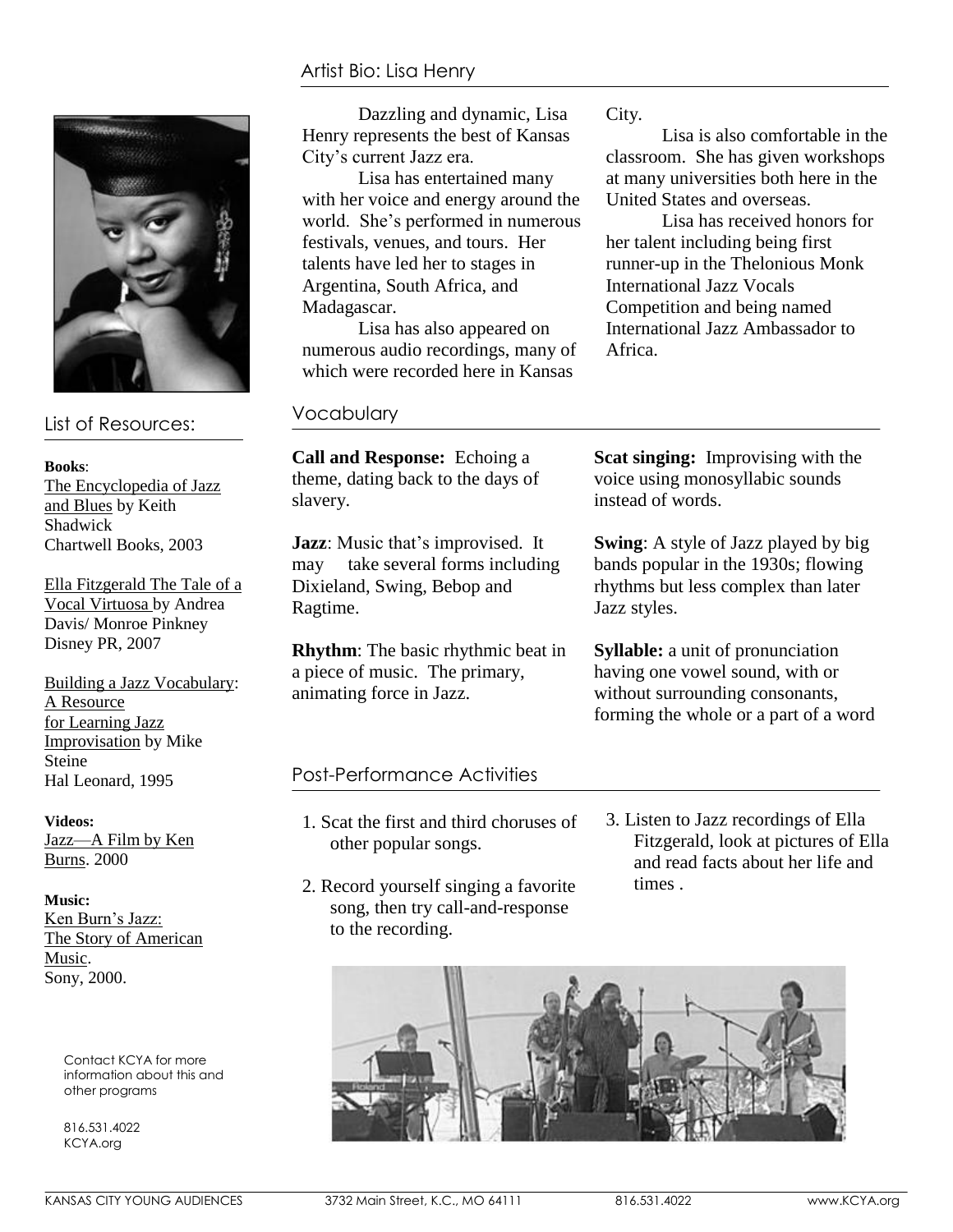## Artist Bio: Lisa Henry

Dazzling and dynamic, Lisa Henry represents the best of Kansas City's current Jazz era.

Lisa has entertained many with her voice and energy around the world. She's performed in numerous festivals, venues, and tours. Her talents have led her to stages in Argentina, South Africa, and Madagascar.

Lisa has also appeared on numerous audio recordings, many of which were recorded here in Kansas City.

Lisa is also comfortable in the classroom. She has given workshops at many universities both here in the United States and overseas.

Lisa has received honors for her talent including being first runner-up in the Thelonious Monk International Jazz Vocals Competition and being named International Jazz Ambassador to Africa.

## Vocabulary

**Call and Response:** Echoing a theme, dating back to the days of slavery.

**Jazz**: Music that's improvised. It may take several forms including Dixieland, Swing, Bebop and Ragtime.

**Rhythm**: The basic rhythmic beat in a piece of music. The primary, animating force in Jazz.

**Scat singing:** Improvising with the voice using monosyllabic sounds instead of words.

**Swing**: A style of Jazz played by big bands popular in the 1930s; flowing rhythms but less complex than later Jazz styles.

**Syllable:** a unit of pronunciation having one vowel sound, with or without surrounding consonants, forming the whole or a part of a word

## Post-Performance Activities

1. Scat the first and third choruses of other popular songs.
2. Record yourself singing a favorite song, then try call-and-response to the recording.
3. Listen to Jazz recordings of Ella Fitzgerald, look at pictures of Ella and read facts about her life and times .

## List of Resources:

**Books**:

The Encyclopedia of Jazz and Blues by Keith Shadwick
Chartwell Books, 2003

Ella Fitzgerald The Tale of a Vocal Virtuosa by Andrea Davis/ Monroe Pinkney
Disney PR, 2007

Building a Jazz Vocabulary: A Resource for Learning Jazz Improvisation by Mike Steine
Hal Leonard, 1995

**Videos:**

Jazz—A Film by Ken Burns. 2000

**Music:**

Ken Burn's Jazz: The Story of American Music.
Sony, 2000.

Contact KCYA for more information about this and other programs

816.531.4022
KCYA.org

KANSAS CITY YOUNG AUDIENCES 3732 Main Street, K.C., MO 64111 816.531.4022 www.KCYA.org